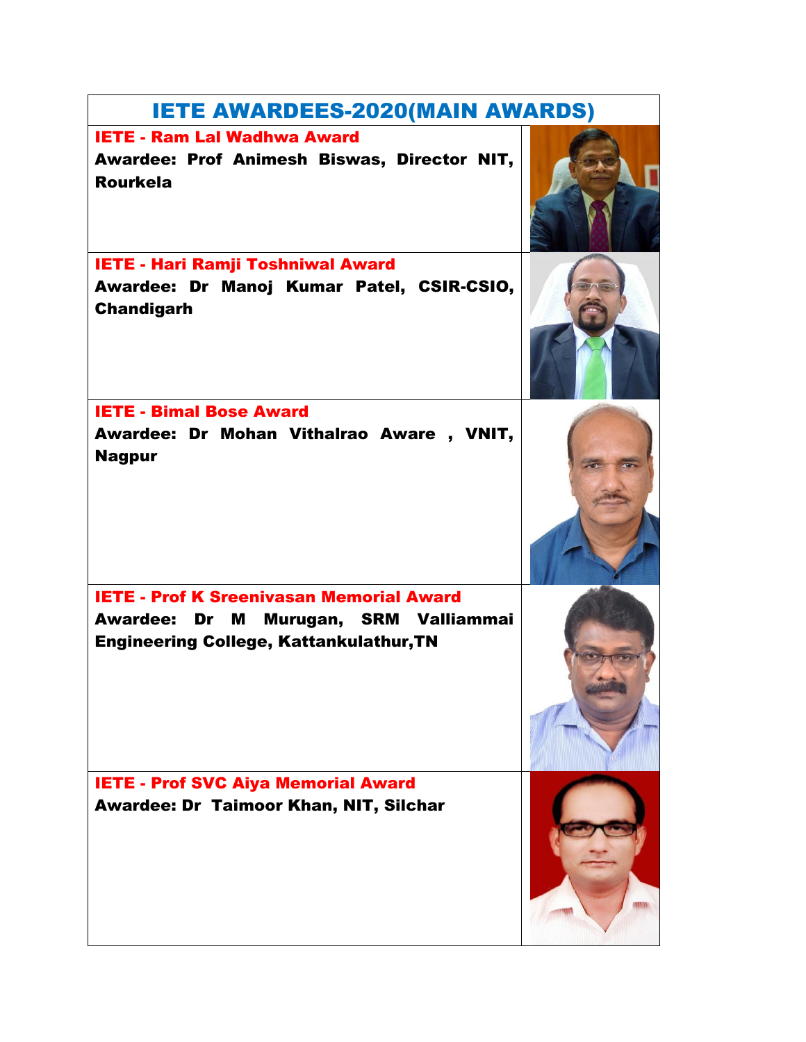# IETE AWARDEES-2020(MAIN AWARDS)

**IETE - Ram Lal Wadhwa Award**

**Awardee: Prof Animesh Biswas, Director NIT, Rourkela**

**IETE - Hari Ramji Toshniwal Award**

**Awardee: Dr Manoj Kumar Patel, CSIR-CSIO, Chandigarh**

**IETE - Bimal Bose Award**

**Awardee: Dr Mohan Vithalrao Aware , VNIT, Nagpur**

**IETE - Prof K Sreenivasan Memorial Award**

**Awardee: Dr M Murugan, SRM Valliammai Engineering College, Kattankulathur,TN**

**IETE - Prof SVC Aiya Memorial Award**

**Awardee: Dr Taimoor Khan, NIT, Silchar**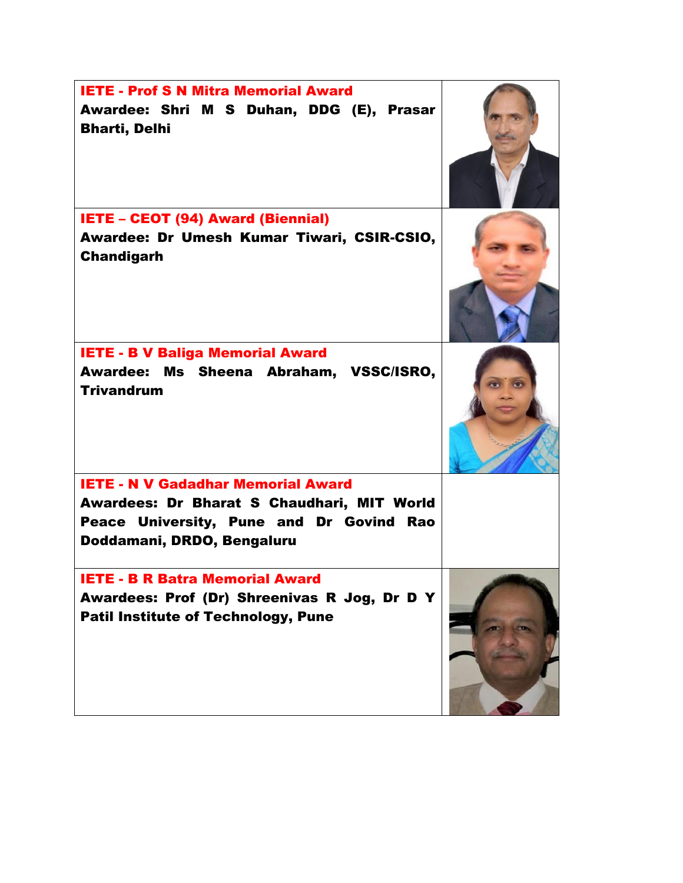| | |
|---|---|
| **IETE - Prof S N Mitra Memorial Award**<br>**Awardee: Shri M S Duhan, DDG (E), Prasar Bharti, Delhi** | |
| **IETE – CEOT (94) Award (Biennial)**<br>**Awardee: Dr Umesh Kumar Tiwari, CSIR-CSIO, Chandigarh** | |
| **IETE - B V Baliga Memorial Award**<br>**Awardee: Ms Sheena Abraham, VSSC/ISRO, Trivandrum** | |
| **IETE - N V Gadadhar Memorial Award**<br>**Awardees: Dr Bharat S Chaudhari, MIT World Peace University, Pune and Dr Govind Rao Doddamani, DRDO, Bengaluru** | |
| **IETE - B R Batra Memorial Award**<br>**Awardees: Prof (Dr) Shreenivas R Jog, Dr D Y Patil Institute of Technology, Pune** | |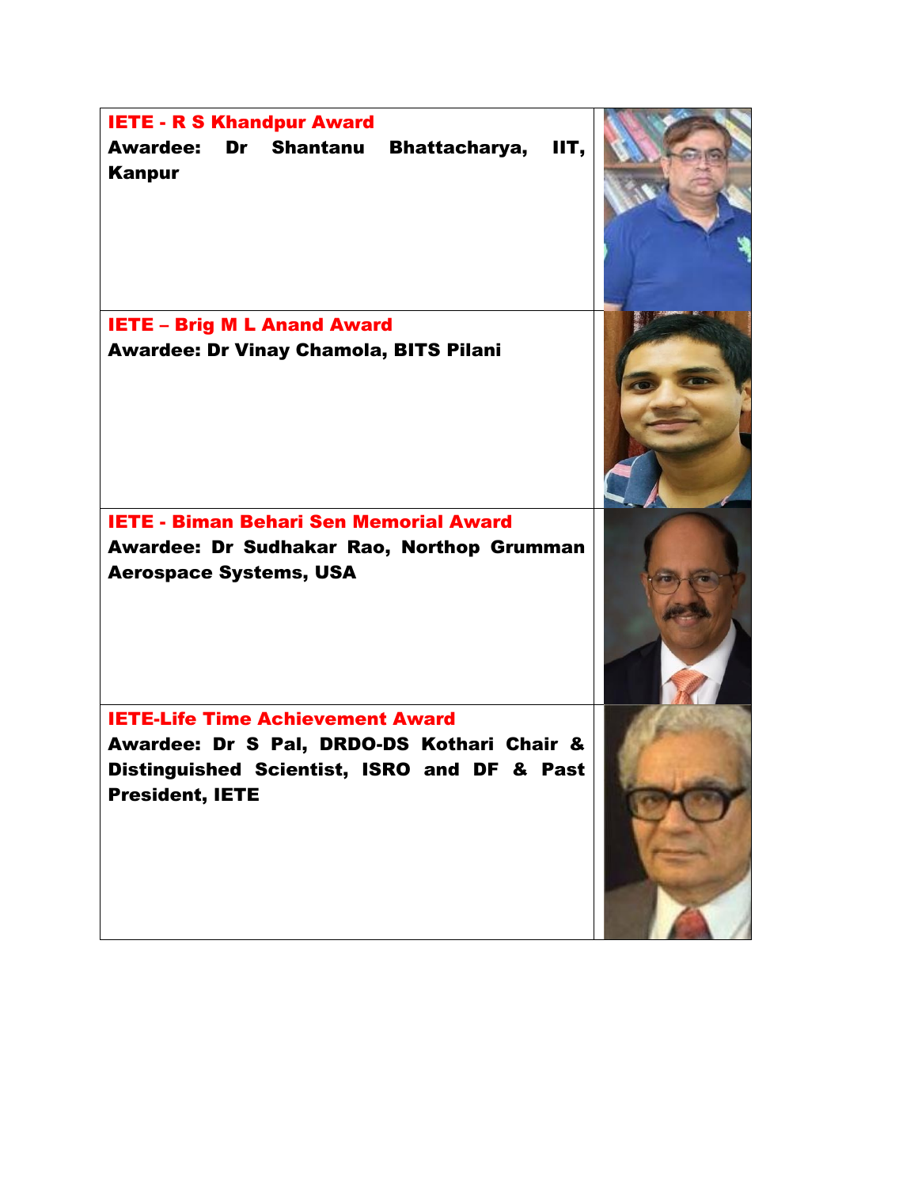| | |
|---|---|
| **IETE - R S Khandpur Award**<br>**Awardee: Dr Shantanu Bhattacharya, IIT, Kanpur** | |
| **IETE – Brig M L Anand Award**<br>**Awardee: Dr Vinay Chamola, BITS Pilani** | |
| **IETE - Biman Behari Sen Memorial Award**<br>**Awardee: Dr Sudhakar Rao, Northop Grumman Aerospace Systems, USA** | |
| **IETE-Life Time Achievement Award**<br>**Awardee: Dr S Pal, DRDO-DS Kothari Chair & Distinguished Scientist, ISRO and DF & Past President, IETE** | |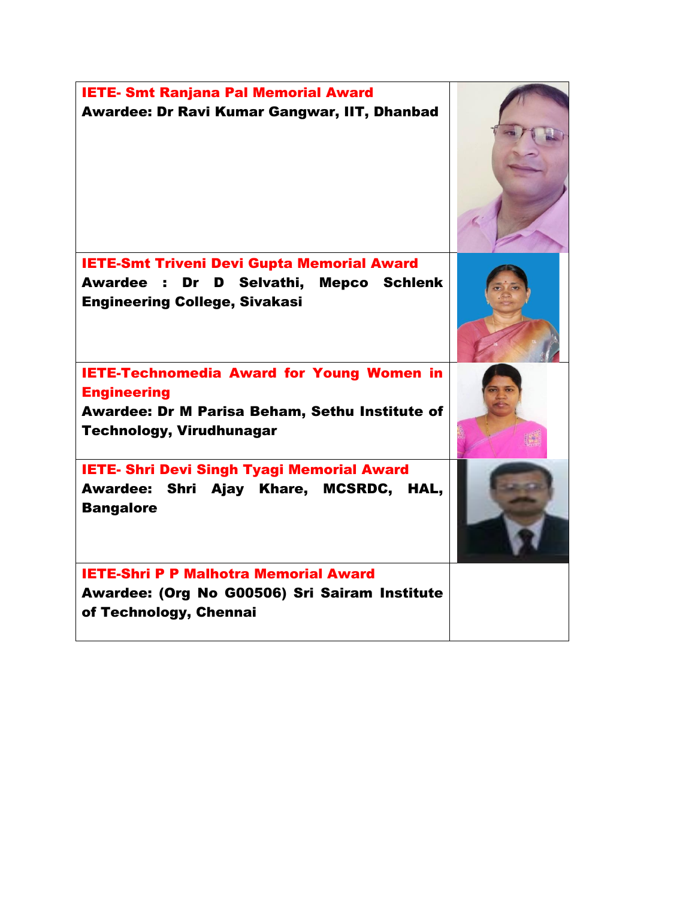| | |
|---|---|
| **IETE- Smt Ranjana Pal Memorial Award**<br>**Awardee: Dr Ravi Kumar Gangwar, IIT, Dhanbad** | |
| **IETE-Smt Triveni Devi Gupta Memorial Award**<br>**Awardee : Dr D Selvathi, Mepco Schlenk Engineering College, Sivakasi** | |
| **IETE-Technomedia Award for Young Women in Engineering**<br>**Awardee: Dr M Parisa Beham, Sethu Institute of Technology, Virudhunagar** | |
| **IETE- Shri Devi Singh Tyagi Memorial Award**<br>**Awardee: Shri Ajay Khare, MCSRDC, HAL, Bangalore** | |
| **IETE-Shri P P Malhotra Memorial Award**<br>**Awardee: (Org No G00506) Sri Sairam Institute of Technology, Chennai** | |